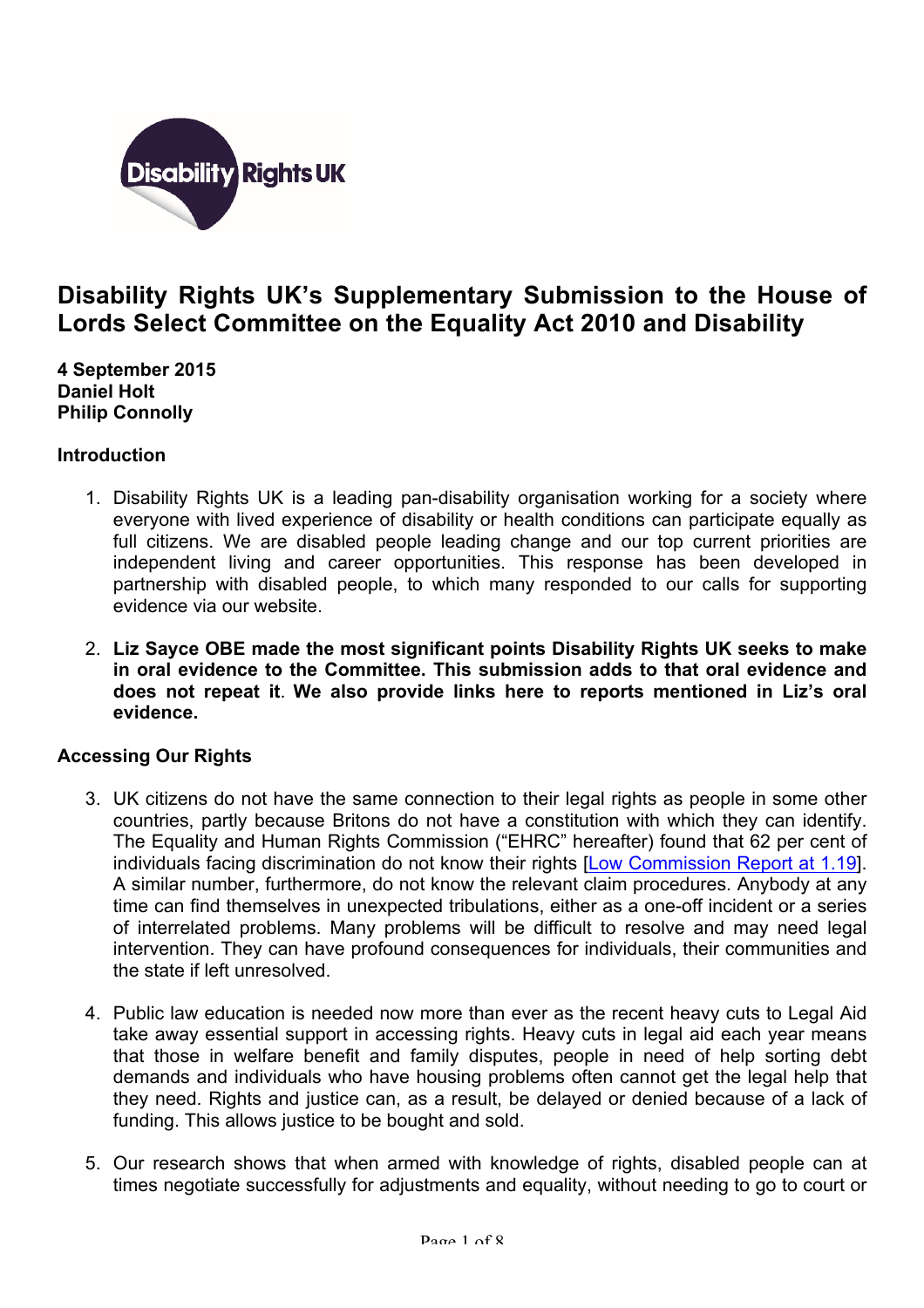# Disability Rights UK's Supplementary Submission to the House of Lords Select Committee on the Equality Act 2010 and Disability

**4 September 2015**
**Daniel Holt**
**Philip Connolly**

## Introduction

1. Disability Rights UK is a leading pan-disability organisation working for a society where everyone with lived experience of disability or health conditions can participate equally as full citizens. We are disabled people leading change and our top current priorities are independent living and career opportunities. This response has been developed in partnership with disabled people, to which many responded to our calls for supporting evidence via our website.

2. **Liz Sayce OBE made the most significant points Disability Rights UK seeks to make in oral evidence to the Committee. This submission adds to that oral evidence and does not repeat it**. **We also provide links here to reports mentioned in Liz's oral evidence.**

## Accessing Our Rights

3. UK citizens do not have the same connection to their legal rights as people in some other countries, partly because Britons do not have a constitution with which they can identify. The Equality and Human Rights Commission ("EHRC" hereafter) found that 62 per cent of individuals facing discrimination do not know their rights [Low Commission Report at 1.19]. A similar number, furthermore, do not know the relevant claim procedures. Anybody at any time can find themselves in unexpected tribulations, either as a one-off incident or a series of interrelated problems. Many problems will be difficult to resolve and may need legal intervention. They can have profound consequences for individuals, their communities and the state if left unresolved.

4. Public law education is needed now more than ever as the recent heavy cuts to Legal Aid take away essential support in accessing rights. Heavy cuts in legal aid each year means that those in welfare benefit and family disputes, people in need of help sorting debt demands and individuals who have housing problems often cannot get the legal help that they need. Rights and justice can, as a result, be delayed or denied because of a lack of funding. This allows justice to be bought and sold.

5. Our research shows that when armed with knowledge of rights, disabled people can at times negotiate successfully for adjustments and equality, without needing to go to court or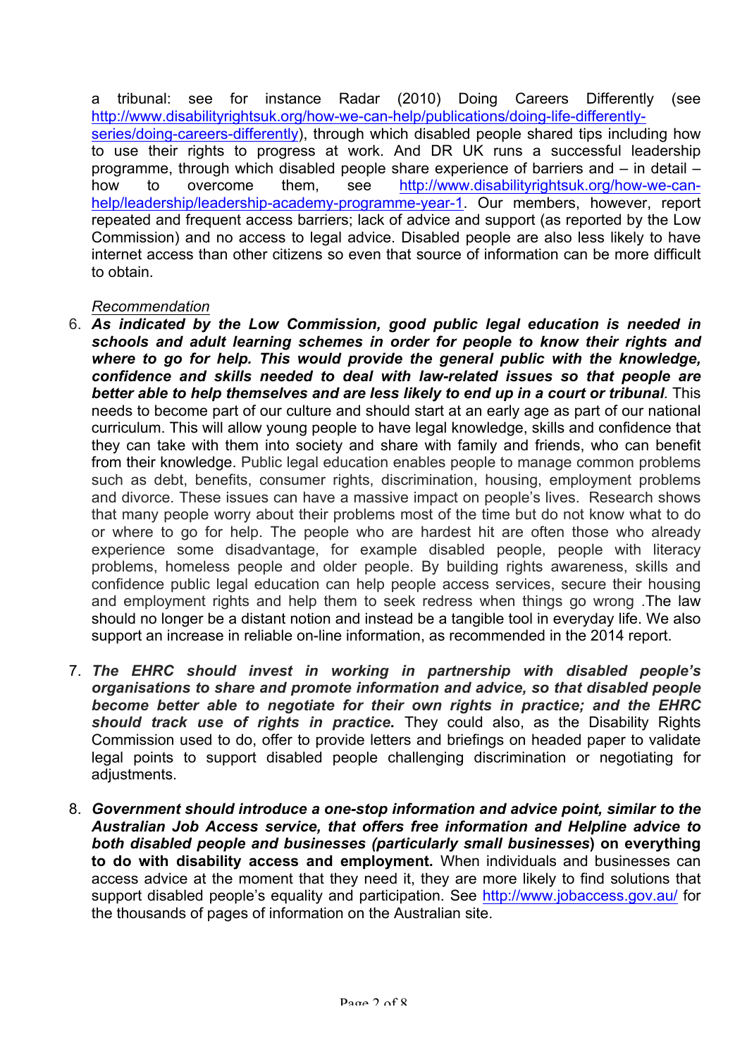a tribunal: see for instance Radar (2010) Doing Careers Differently (see http://www.disabilityrightsuk.org/how-we-can-help/publications/doing-life-differently-series/doing-careers-differently), through which disabled people shared tips including how to use their rights to progress at work. And DR UK runs a successful leadership programme, through which disabled people share experience of barriers and – in detail – how to overcome them, see http://www.disabilityrightsuk.org/how-we-can-help/leadership/leadership-academy-programme-year-1. Our members, however, report repeated and frequent access barriers; lack of advice and support (as reported by the Low Commission) and no access to legal advice. Disabled people are also less likely to have internet access than other citizens so even that source of information can be more difficult to obtain.

*Recommendation*

6. ***As indicated by the Low Commission, good public legal education is needed in schools and adult learning schemes in order for people to know their rights and where to go for help. This would provide the general public with the knowledge, confidence and skills needed to deal with law-related issues so that people are better able to help themselves and are less likely to end up in a court or tribunal***. This needs to become part of our culture and should start at an early age as part of our national curriculum. This will allow young people to have legal knowledge, skills and confidence that they can take with them into society and share with family and friends, who can benefit from their knowledge. Public legal education enables people to manage common problems such as debt, benefits, consumer rights, discrimination, housing, employment problems and divorce. These issues can have a massive impact on people's lives. Research shows that many people worry about their problems most of the time but do not know what to do or where to go for help. The people who are hardest hit are often those who already experience some disadvantage, for example disabled people, people with literacy problems, homeless people and older people. By building rights awareness, skills and confidence public legal education can help people access services, secure their housing and employment rights and help them to seek redress when things go wrong .The law should no longer be a distant notion and instead be a tangible tool in everyday life. We also support an increase in reliable on-line information, as recommended in the 2014 report.

7. ***The EHRC should invest in working in partnership with disabled people's organisations to share and promote information and advice, so that disabled people become better able to negotiate for their own rights in practice; and the EHRC should track use of rights in practice*.** They could also, as the Disability Rights Commission used to do, offer to provide letters and briefings on headed paper to validate legal points to support disabled people challenging discrimination or negotiating for adjustments.

8. ***Government should introduce a one-stop information and advice point, similar to the Australian Job Access service, that offers free information and Helpline advice to both disabled people and businesses (particularly small businesses)* on everything to do with disability access and employment.** When individuals and businesses can access advice at the moment that they need it, they are more likely to find solutions that support disabled people's equality and participation. See http://www.jobaccess.gov.au/ for the thousands of pages of information on the Australian site.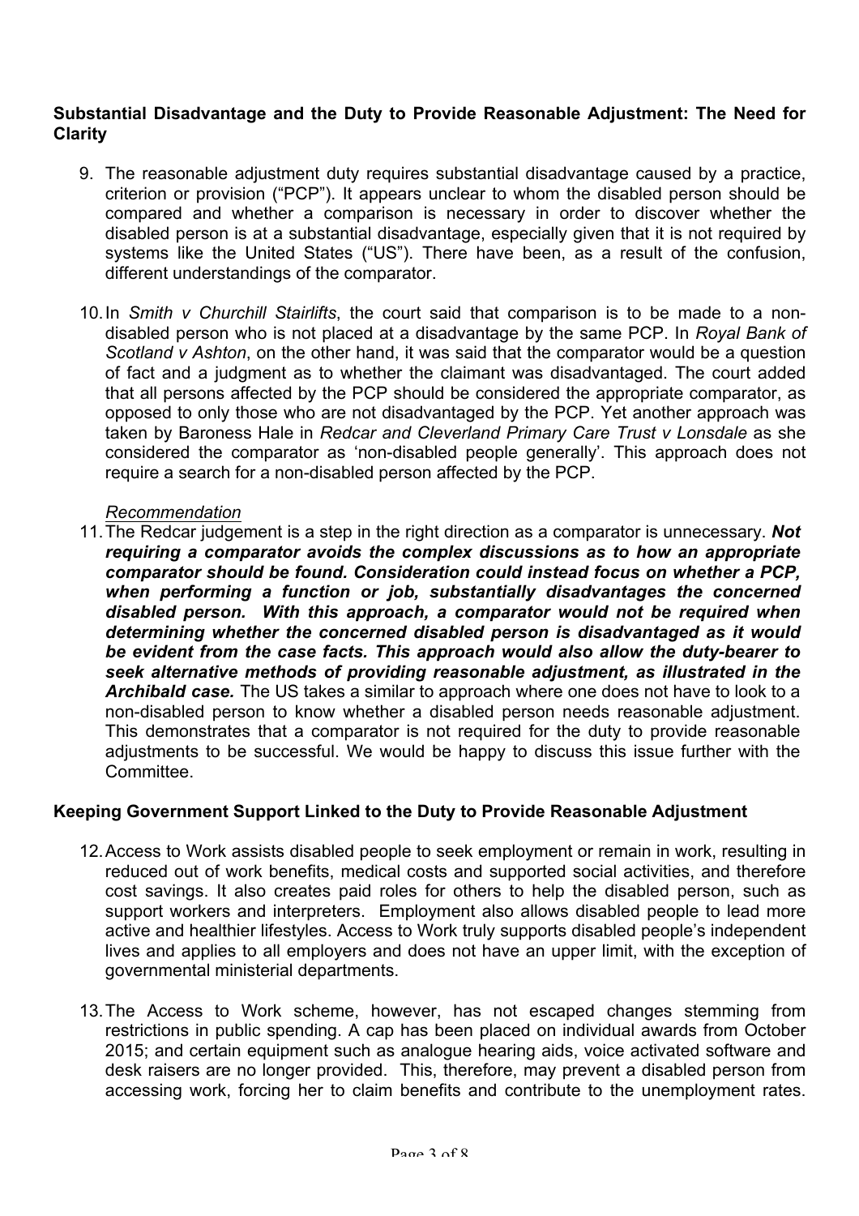**Substantial Disadvantage and the Duty to Provide Reasonable Adjustment: The Need for Clarity**

9. The reasonable adjustment duty requires substantial disadvantage caused by a practice, criterion or provision ("PCP"). It appears unclear to whom the disabled person should be compared and whether a comparison is necessary in order to discover whether the disabled person is at a substantial disadvantage, especially given that it is not required by systems like the United States ("US"). There have been, as a result of the confusion, different understandings of the comparator.

10. In *Smith v Churchill Stairlifts*, the court said that comparison is to be made to a non-disabled person who is not placed at a disadvantage by the same PCP. In *Royal Bank of Scotland v Ashton*, on the other hand, it was said that the comparator would be a question of fact and a judgment as to whether the claimant was disadvantaged. The court added that all persons affected by the PCP should be considered the appropriate comparator, as opposed to only those who are not disadvantaged by the PCP. Yet another approach was taken by Baroness Hale in *Redcar and Cleverland Primary Care Trust v Lonsdale* as she considered the comparator as 'non-disabled people generally'. This approach does not require a search for a non-disabled person affected by the PCP.

*Recommendation*

11. The Redcar judgement is a step in the right direction as a comparator is unnecessary. ***Not requiring a comparator avoids the complex discussions as to how an appropriate comparator should be found. Consideration could instead focus on whether a PCP, when performing a function or job, substantially disadvantages the concerned disabled person. With this approach, a comparator would not be required when determining whether the concerned disabled person is disadvantaged as it would be evident from the case facts. This approach would also allow the duty-bearer to seek alternative methods of providing reasonable adjustment, as illustrated in the Archibald case.*** The US takes a similar to approach where one does not have to look to a non-disabled person to know whether a disabled person needs reasonable adjustment. This demonstrates that a comparator is not required for the duty to provide reasonable adjustments to be successful. We would be happy to discuss this issue further with the Committee.

**Keeping Government Support Linked to the Duty to Provide Reasonable Adjustment**

12. Access to Work assists disabled people to seek employment or remain in work, resulting in reduced out of work benefits, medical costs and supported social activities, and therefore cost savings. It also creates paid roles for others to help the disabled person, such as support workers and interpreters. Employment also allows disabled people to lead more active and healthier lifestyles. Access to Work truly supports disabled people's independent lives and applies to all employers and does not have an upper limit, with the exception of governmental ministerial departments.

13. The Access to Work scheme, however, has not escaped changes stemming from restrictions in public spending. A cap has been placed on individual awards from October 2015; and certain equipment such as analogue hearing aids, voice activated software and desk raisers are no longer provided. This, therefore, may prevent a disabled person from accessing work, forcing her to claim benefits and contribute to the unemployment rates.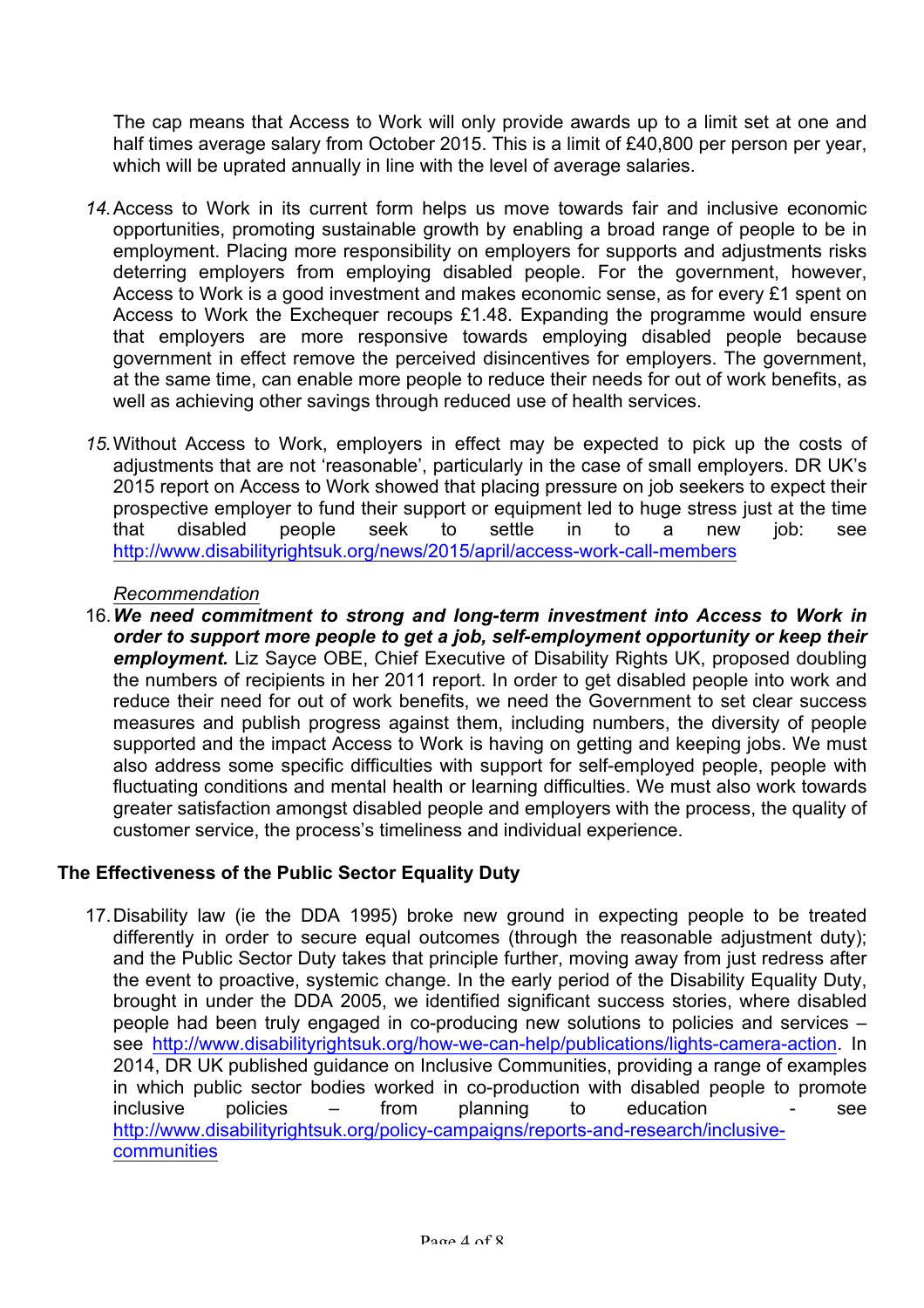The cap means that Access to Work will only provide awards up to a limit set at one and half times average salary from October 2015. This is a limit of £40,800 per person per year, which will be uprated annually in line with the level of average salaries.

14. Access to Work in its current form helps us move towards fair and inclusive economic opportunities, promoting sustainable growth by enabling a broad range of people to be in employment. Placing more responsibility on employers for supports and adjustments risks deterring employers from employing disabled people. For the government, however, Access to Work is a good investment and makes economic sense, as for every £1 spent on Access to Work the Exchequer recoups £1.48. Expanding the programme would ensure that employers are more responsive towards employing disabled people because government in effect remove the perceived disincentives for employers. The government, at the same time, can enable more people to reduce their needs for out of work benefits, as well as achieving other savings through reduced use of health services.

15. Without Access to Work, employers in effect may be expected to pick up the costs of adjustments that are not 'reasonable', particularly in the case of small employers. DR UK's 2015 report on Access to Work showed that placing pressure on job seekers to expect their prospective employer to fund their support or equipment led to huge stress just at the time that disabled people seek to settle in to a new job: see http://www.disabilityrightsuk.org/news/2015/april/access-work-call-members

*Recommendation*

16. ***We need commitment to strong and long-term investment into Access to Work in order to support more people to get a job, self-employment opportunity or keep their employment.*** Liz Sayce OBE, Chief Executive of Disability Rights UK, proposed doubling the numbers of recipients in her 2011 report. In order to get disabled people into work and reduce their need for out of work benefits, we need the Government to set clear success measures and publish progress against them, including numbers, the diversity of people supported and the impact Access to Work is having on getting and keeping jobs. We must also address some specific difficulties with support for self-employed people, people with fluctuating conditions and mental health or learning difficulties. We must also work towards greater satisfaction amongst disabled people and employers with the process, the quality of customer service, the process's timeliness and individual experience.

## The Effectiveness of the Public Sector Equality Duty

17. Disability law (ie the DDA 1995) broke new ground in expecting people to be treated differently in order to secure equal outcomes (through the reasonable adjustment duty); and the Public Sector Duty takes that principle further, moving away from just redress after the event to proactive, systemic change. In the early period of the Disability Equality Duty, brought in under the DDA 2005, we identified significant success stories, where disabled people had been truly engaged in co-producing new solutions to policies and services – see http://www.disabilityrightsuk.org/how-we-can-help/publications/lights-camera-action. In 2014, DR UK published guidance on Inclusive Communities, providing a range of examples in which public sector bodies worked in co-production with disabled people to promote inclusive policies – from planning to education - see http://www.disabilityrightsuk.org/policy-campaigns/reports-and-research/inclusive-communities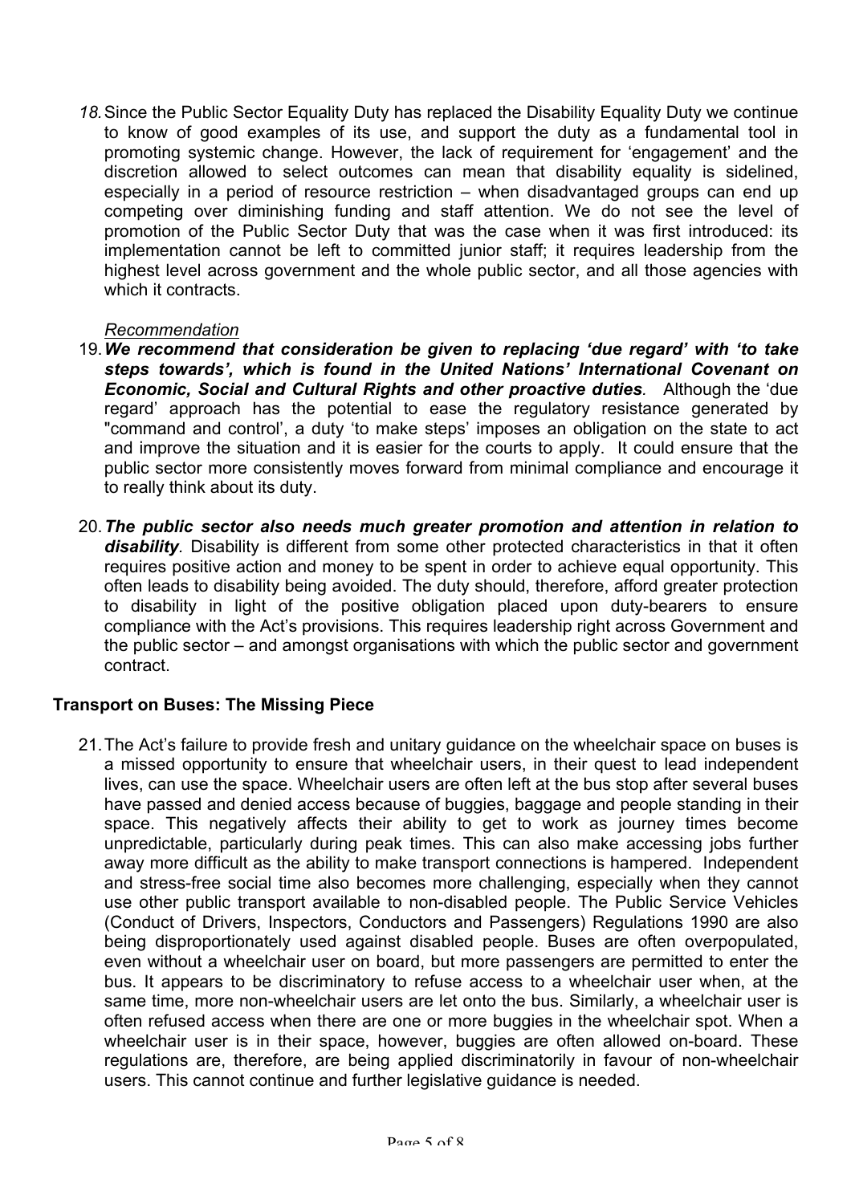*18.* Since the Public Sector Equality Duty has replaced the Disability Equality Duty we continue to know of good examples of its use, and support the duty as a fundamental tool in promoting systemic change. However, the lack of requirement for 'engagement' and the discretion allowed to select outcomes can mean that disability equality is sidelined, especially in a period of resource restriction – when disadvantaged groups can end up competing over diminishing funding and staff attention. We do not see the level of promotion of the Public Sector Duty that was the case when it was first introduced: its implementation cannot be left to committed junior staff; it requires leadership from the highest level across government and the whole public sector, and all those agencies with which it contracts.

*Recommendation*

19. ***We recommend that consideration be given to replacing 'due regard' with 'to take steps towards', which is found in the United Nations' International Covenant on Economic, Social and Cultural Rights and other proactive duties.*** Although the 'due regard' approach has the potential to ease the regulatory resistance generated by "command and control', a duty 'to make steps' imposes an obligation on the state to act and improve the situation and it is easier for the courts to apply. It could ensure that the public sector more consistently moves forward from minimal compliance and encourage it to really think about its duty.

20. ***The public sector also needs much greater promotion and attention in relation to disability.*** Disability is different from some other protected characteristics in that it often requires positive action and money to be spent in order to achieve equal opportunity. This often leads to disability being avoided. The duty should, therefore, afford greater protection to disability in light of the positive obligation placed upon duty-bearers to ensure compliance with the Act's provisions. This requires leadership right across Government and the public sector – and amongst organisations with which the public sector and government contract.

**Transport on Buses: The Missing Piece**

21. The Act's failure to provide fresh and unitary guidance on the wheelchair space on buses is a missed opportunity to ensure that wheelchair users, in their quest to lead independent lives, can use the space. Wheelchair users are often left at the bus stop after several buses have passed and denied access because of buggies, baggage and people standing in their space. This negatively affects their ability to get to work as journey times become unpredictable, particularly during peak times. This can also make accessing jobs further away more difficult as the ability to make transport connections is hampered. Independent and stress-free social time also becomes more challenging, especially when they cannot use other public transport available to non-disabled people. The Public Service Vehicles (Conduct of Drivers, Inspectors, Conductors and Passengers) Regulations 1990 are also being disproportionately used against disabled people. Buses are often overpopulated, even without a wheelchair user on board, but more passengers are permitted to enter the bus. It appears to be discriminatory to refuse access to a wheelchair user when, at the same time, more non-wheelchair users are let onto the bus. Similarly, a wheelchair user is often refused access when there are one or more buggies in the wheelchair spot. When a wheelchair user is in their space, however, buggies are often allowed on-board. These regulations are, therefore, are being applied discriminatorily in favour of non-wheelchair users. This cannot continue and further legislative guidance is needed.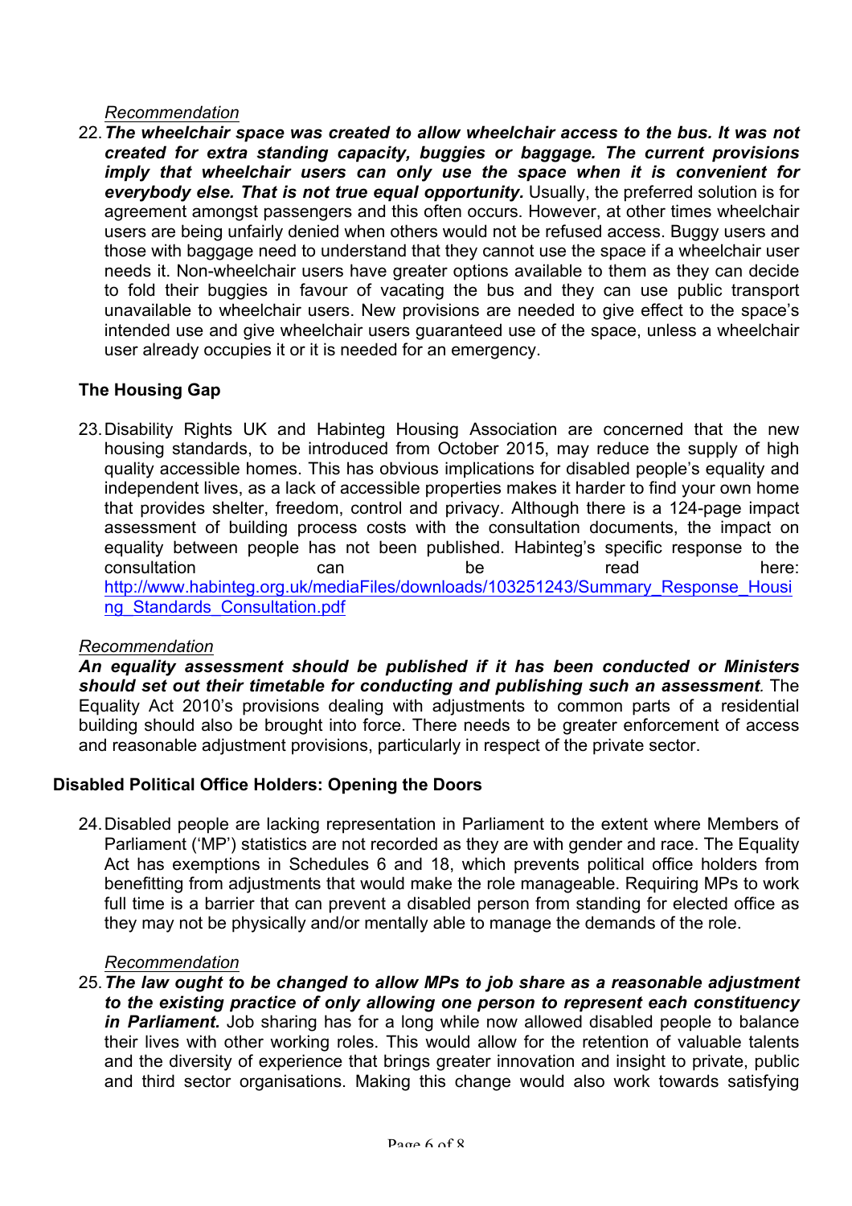*Recommendation*

22. ***The wheelchair space was created to allow wheelchair access to the bus. It was not created for extra standing capacity, buggies or baggage. The current provisions imply that wheelchair users can only use the space when it is convenient for everybody else. That is not true equal opportunity.*** Usually, the preferred solution is for agreement amongst passengers and this often occurs. However, at other times wheelchair users are being unfairly denied when others would not be refused access. Buggy users and those with baggage need to understand that they cannot use the space if a wheelchair user needs it. Non-wheelchair users have greater options available to them as they can decide to fold their buggies in favour of vacating the bus and they can use public transport unavailable to wheelchair users. New provisions are needed to give effect to the space's intended use and give wheelchair users guaranteed use of the space, unless a wheelchair user already occupies it or it is needed for an emergency.

**The Housing Gap**

23. Disability Rights UK and Habinteg Housing Association are concerned that the new housing standards, to be introduced from October 2015, may reduce the supply of high quality accessible homes. This has obvious implications for disabled people's equality and independent lives, as a lack of accessible properties makes it harder to find your own home that provides shelter, freedom, control and privacy. Although there is a 124-page impact assessment of building process costs with the consultation documents, the impact on equality between people has not been published. Habinteg's specific response to the consultation can be read here: [http://www.habinteg.org.uk/mediaFiles/downloads/103251243/Summary_Response_Housing_Standards_Consultation.pdf](http://www.habinteg.org.uk/mediaFiles/downloads/103251243/Summary_Response_Housing_Standards_Consultation.pdf)

*Recommendation*

***An equality assessment should be published if it has been conducted or Ministers should set out their timetable for conducting and publishing such an assessment***. The Equality Act 2010's provisions dealing with adjustments to common parts of a residential building should also be brought into force. There needs to be greater enforcement of access and reasonable adjustment provisions, particularly in respect of the private sector.

**Disabled Political Office Holders: Opening the Doors**

24. Disabled people are lacking representation in Parliament to the extent where Members of Parliament ('MP') statistics are not recorded as they are with gender and race. The Equality Act has exemptions in Schedules 6 and 18, which prevents political office holders from benefitting from adjustments that would make the role manageable. Requiring MPs to work full time is a barrier that can prevent a disabled person from standing for elected office as they may not be physically and/or mentally able to manage the demands of the role.

*Recommendation*

25. ***The law ought to be changed to allow MPs to job share as a reasonable adjustment to the existing practice of only allowing one person to represent each constituency in Parliament.*** Job sharing has for a long while now allowed disabled people to balance their lives with other working roles. This would allow for the retention of valuable talents and the diversity of experience that brings greater innovation and insight to private, public and third sector organisations. Making this change would also work towards satisfying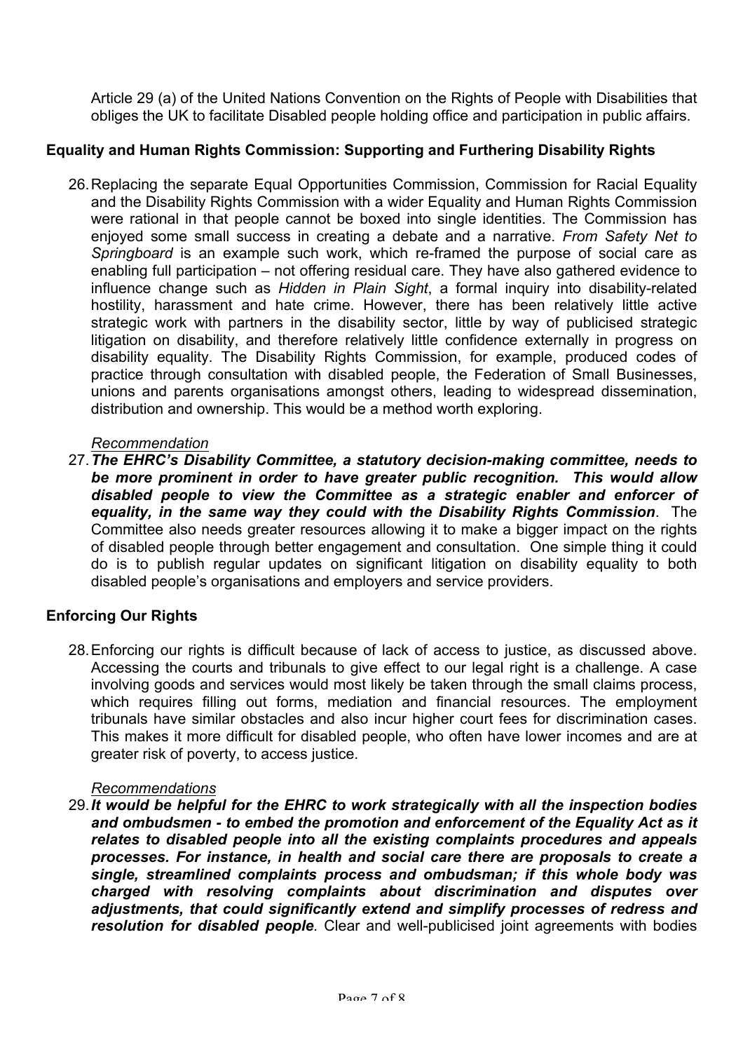Article 29 (a) of the United Nations Convention on the Rights of People with Disabilities that obliges the UK to facilitate Disabled people holding office and participation in public affairs.

**Equality and Human Rights Commission: Supporting and Furthering Disability Rights**

26. Replacing the separate Equal Opportunities Commission, Commission for Racial Equality and the Disability Rights Commission with a wider Equality and Human Rights Commission were rational in that people cannot be boxed into single identities. The Commission has enjoyed some small success in creating a debate and a narrative. *From Safety Net to Springboard* is an example such work, which re-framed the purpose of social care as enabling full participation – not offering residual care. They have also gathered evidence to influence change such as *Hidden in Plain Sight*, a formal inquiry into disability-related hostility, harassment and hate crime. However, there has been relatively little active strategic work with partners in the disability sector, little by way of publicised strategic litigation on disability, and therefore relatively little confidence externally in progress on disability equality. The Disability Rights Commission, for example, produced codes of practice through consultation with disabled people, the Federation of Small Businesses, unions and parents organisations amongst others, leading to widespread dissemination, distribution and ownership. This would be a method worth exploring.

*Recommendation*

27. ***The EHRC's Disability Committee, a statutory decision-making committee, needs to be more prominent in order to have greater public recognition. This would allow disabled people to view the Committee as a strategic enabler and enforcer of equality, in the same way they could with the Disability Rights Commission***. The Committee also needs greater resources allowing it to make a bigger impact on the rights of disabled people through better engagement and consultation. One simple thing it could do is to publish regular updates on significant litigation on disability equality to both disabled people's organisations and employers and service providers.

**Enforcing Our Rights**

28. Enforcing our rights is difficult because of lack of access to justice, as discussed above. Accessing the courts and tribunals to give effect to our legal right is a challenge. A case involving goods and services would most likely be taken through the small claims process, which requires filling out forms, mediation and financial resources. The employment tribunals have similar obstacles and also incur higher court fees for discrimination cases. This makes it more difficult for disabled people, who often have lower incomes and are at greater risk of poverty, to access justice.

*Recommendations*

29. ***It would be helpful for the EHRC to work strategically with all the inspection bodies and ombudsmen - to embed the promotion and enforcement of the Equality Act as it relates to disabled people into all the existing complaints procedures and appeals processes. For instance, in health and social care there are proposals to create a single, streamlined complaints process and ombudsman; if this whole body was charged with resolving complaints about discrimination and disputes over adjustments, that could significantly extend and simplify processes of redress and resolution for disabled people***. Clear and well-publicised joint agreements with bodies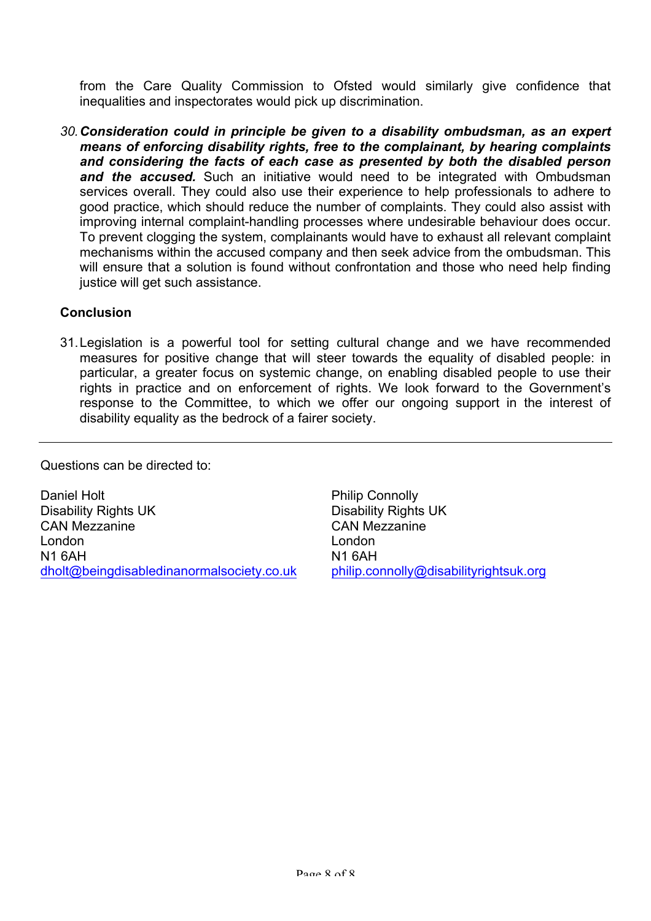from the Care Quality Commission to Ofsted would similarly give confidence that inequalities and inspectorates would pick up discrimination.

30. ***Consideration could in principle be given to a disability ombudsman, as an expert means of enforcing disability rights, free to the complainant, by hearing complaints and considering the facts of each case as presented by both the disabled person and the accused.*** Such an initiative would need to be integrated with Ombudsman services overall. They could also use their experience to help professionals to adhere to good practice, which should reduce the number of complaints. They could also assist with improving internal complaint-handling processes where undesirable behaviour does occur. To prevent clogging the system, complainants would have to exhaust all relevant complaint mechanisms within the accused company and then seek advice from the ombudsman. This will ensure that a solution is found without confrontation and those who need help finding justice will get such assistance.

**Conclusion**

31. Legislation is a powerful tool for setting cultural change and we have recommended measures for positive change that will steer towards the equality of disabled people: in particular, a greater focus on systemic change, on enabling disabled people to use their rights in practice and on enforcement of rights. We look forward to the Government's response to the Committee, to which we offer our ongoing support in the interest of disability equality as the bedrock of a fairer society.

---

Questions can be directed to:

Daniel Holt
Disability Rights UK
CAN Mezzanine
London
N1 6AH
dholt@beingdisabledinanormalsociety.co.uk

Philip Connolly
Disability Rights UK
CAN Mezzanine
London
N1 6AH
philip.connolly@disabilityrightsuk.org